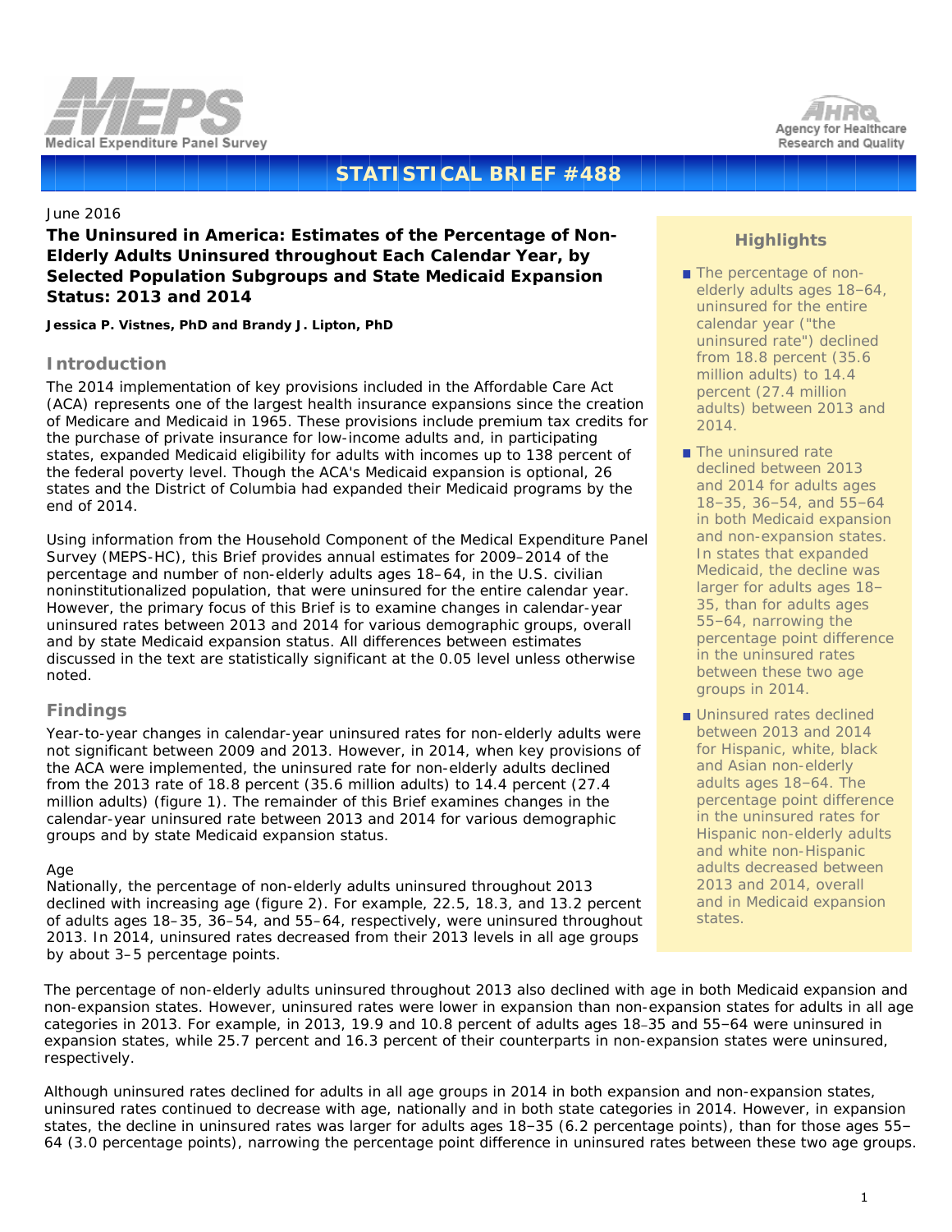# STATISTICAL BRIEF #488

June 2016

**The Uninsured in America: Estimates of the Percentage of Non-Elderly Adults Uninsured throughout Each Calendar Year, by Selected Population Subgroups and State Medicaid Expansion Status: 2013 and 2014**

**Jessica P. Vistnes, PhD and Brandy J. Lipton, PhD**

## Introduction

The 2014 implementation of key provisions included in the Affordable Care Act (ACA) represents one of the largest health insurance expansions since the creation of Medicare and Medicaid in 1965. These provisions include premium tax credits for the purchase of private insurance for low-income adults and, in participating states, expanded Medicaid eligibility for adults with incomes up to 138 percent of the federal poverty level. Though the ACA's Medicaid expansion is optional, 26 states and the District of Columbia had expanded their Medicaid programs by the end of 2014.

Using information from the Household Component of the Medical Expenditure Panel Survey (MEPS-HC), this Brief provides annual estimates for 2009–2014 of the percentage and number of non-elderly adults ages 18–64, in the U.S. civilian noninstitutionalized population, that were uninsured for the entire calendar year. However, the primary focus of this Brief is to examine changes in calendar-year uninsured rates between 2013 and 2014 for various demographic groups, overall and by state Medicaid expansion status. All differences between estimates discussed in the text are statistically significant at the 0.05 level unless otherwise noted.

## Findings

Year-to-year changes in calendar-year uninsured rates for non-elderly adults were not significant between 2009 and 2013. However, in 2014, when key provisions of the ACA were implemented, the uninsured rate for non-elderly adults declined from the 2013 rate of 18.8 percent (35.6 million adults) to 14.4 percent (27.4 million adults) (figure 1). The remainder of this Brief examines changes in the calendar-year uninsured rate between 2013 and 2014 for various demographic groups and by state Medicaid expansion status.

### Age

Nationally, the percentage of non-elderly adults uninsured throughout 2013 declined with increasing age (figure 2). For example, 22.5, 18.3, and 13.2 percent of adults ages 18–35, 36–54, and 55–64, respectively, were uninsured throughout 2013. In 2014, uninsured rates decreased from their 2013 levels in all age groups by about 3–5 percentage points.

The percentage of non-elderly adults uninsured throughout 2013 also declined with age in both Medicaid expansion and non-expansion states. However, uninsured rates were lower in expansion than non-expansion states for adults in all age categories in 2013. For example, in 2013, 19.9 and 10.8 percent of adults ages 18–35 and 55–64 were uninsured in expansion states, while 25.7 percent and 16.3 percent of their counterparts in non-expansion states were uninsured, respectively.

Although uninsured rates declined for adults in all age groups in 2014 in both expansion and non-expansion states, uninsured rates continued to decrease with age, nationally and in both state categories in 2014. However, in expansion states, the decline in uninsured rates was larger for adults ages 18–35 (6.2 percentage points), than for those ages 55–64 (3.0 percentage points), narrowing the percentage point difference in uninsured rates between these two age groups.

## Highlights

- The percentage of non-elderly adults ages 18–64, uninsured for the entire calendar year ("the uninsured rate") declined from 18.8 percent (35.6 million adults) to 14.4 percent (27.4 million adults) between 2013 and 2014.
- The uninsured rate declined between 2013 and 2014 for adults ages 18–35, 36–54, and 55–64 in both Medicaid expansion and non-expansion states. In states that expanded Medicaid, the decline was larger for adults ages 18–35, than for adults ages 55–64, narrowing the percentage point difference in the uninsured rates between these two age groups in 2014.
- Uninsured rates declined between 2013 and 2014 for Hispanic, white, black and Asian non-elderly adults ages 18–64. The percentage point difference in the uninsured rates for Hispanic non-elderly adults and white non-Hispanic adults decreased between 2013 and 2014, overall and in Medicaid expansion states.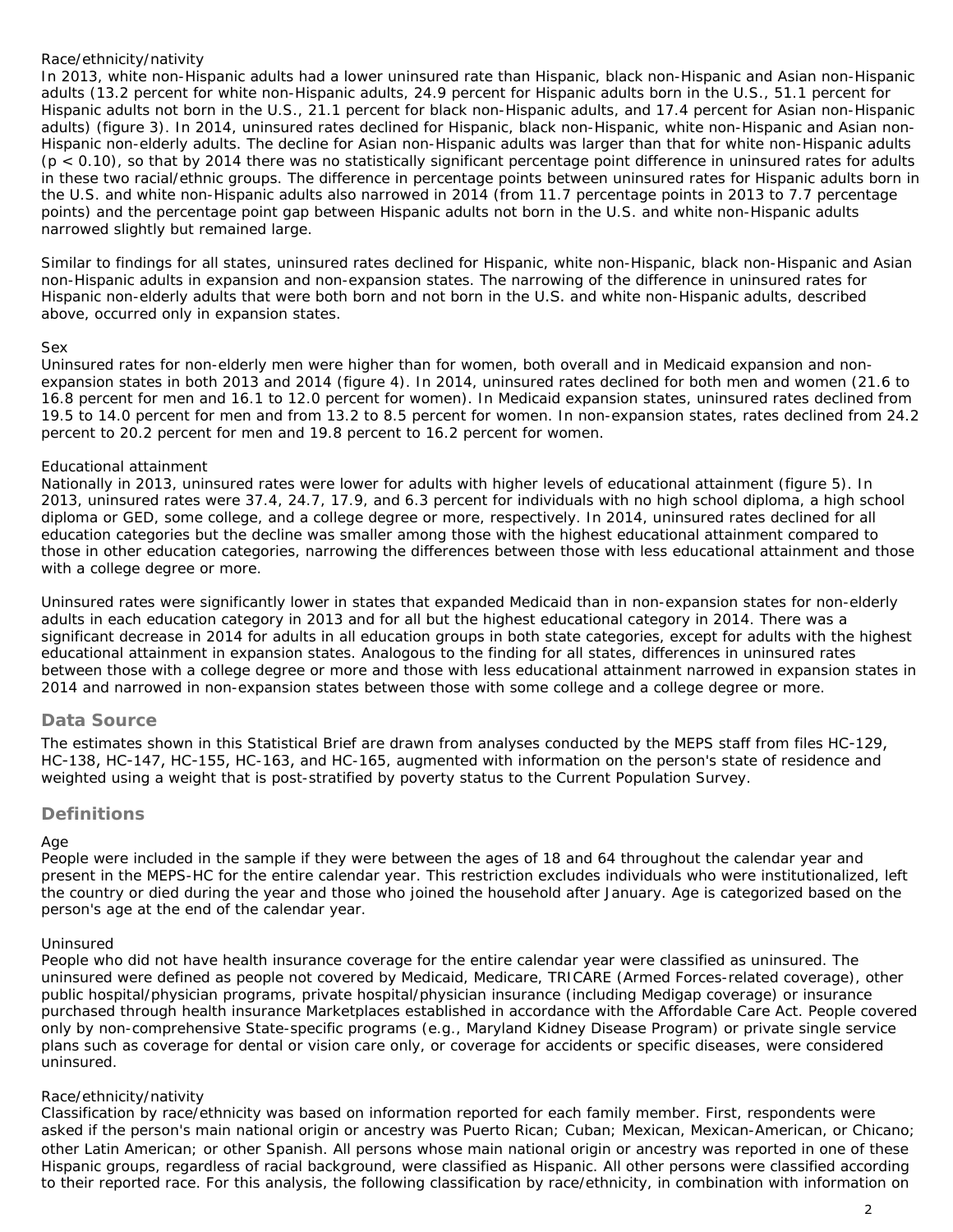Race/ethnicity/nativity

In 2013, white non-Hispanic adults had a lower uninsured rate than Hispanic, black non-Hispanic and Asian non-Hispanic adults (13.2 percent for white non-Hispanic adults, 24.9 percent for Hispanic adults born in the U.S., 51.1 percent for Hispanic adults not born in the U.S., 21.1 percent for black non-Hispanic adults, and 17.4 percent for Asian non-Hispanic adults) (figure 3). In 2014, uninsured rates declined for Hispanic, black non-Hispanic, white non-Hispanic and Asian non-Hispanic non-elderly adults. The decline for Asian non-Hispanic adults was larger than that for white non-Hispanic adults ($p < 0.10$), so that by 2014 there was no statistically significant percentage point difference in uninsured rates for adults in these two racial/ethnic groups. The difference in percentage points between uninsured rates for Hispanic adults born in the U.S. and white non-Hispanic adults also narrowed in 2014 (from 11.7 percentage points in 2013 to 7.7 percentage points) and the percentage point gap between Hispanic adults not born in the U.S. and white non-Hispanic adults narrowed slightly but remained large.

Similar to findings for all states, uninsured rates declined for Hispanic, white non-Hispanic, black non-Hispanic and Asian non-Hispanic adults in expansion and non-expansion states. The narrowing of the difference in uninsured rates for Hispanic non-elderly adults that were both born and not born in the U.S. and white non-Hispanic adults, described above, occurred only in expansion states.

Sex

Uninsured rates for non-elderly men were higher than for women, both overall and in Medicaid expansion and non-expansion states in both 2013 and 2014 (figure 4). In 2014, uninsured rates declined for both men and women (21.6 to 16.8 percent for men and 16.1 to 12.0 percent for women). In Medicaid expansion states, uninsured rates declined from 19.5 to 14.0 percent for men and from 13.2 to 8.5 percent for women. In non-expansion states, rates declined from 24.2 percent to 20.2 percent for men and 19.8 percent to 16.2 percent for women.

Educational attainment

Nationally in 2013, uninsured rates were lower for adults with higher levels of educational attainment (figure 5). In 2013, uninsured rates were 37.4, 24.7, 17.9, and 6.3 percent for individuals with no high school diploma, a high school diploma or GED, some college, and a college degree or more, respectively. In 2014, uninsured rates declined for all education categories but the decline was smaller among those with the highest educational attainment compared to those in other education categories, narrowing the differences between those with less educational attainment and those with a college degree or more.

Uninsured rates were significantly lower in states that expanded Medicaid than in non-expansion states for non-elderly adults in each education category in 2013 and for all but the highest educational category in 2014. There was a significant decrease in 2014 for adults in all education groups in both state categories, except for adults with the highest educational attainment in expansion states. Analogous to the finding for all states, differences in uninsured rates between those with a college degree or more and those with less educational attainment narrowed in expansion states in 2014 and narrowed in non-expansion states between those with some college and a college degree or more.

## Data Source

The estimates shown in this Statistical Brief are drawn from analyses conducted by the MEPS staff from files HC-129, HC-138, HC-147, HC-155, HC-163, and HC-165, augmented with information on the person's state of residence and weighted using a weight that is post-stratified by poverty status to the Current Population Survey.

## Definitions

Age

People were included in the sample if they were between the ages of 18 and 64 throughout the calendar year and present in the MEPS-HC for the entire calendar year. This restriction excludes individuals who were institutionalized, left the country or died during the year and those who joined the household after January. Age is categorized based on the person's age at the end of the calendar year.

Uninsured

People who did not have health insurance coverage for the entire calendar year were classified as uninsured. The uninsured were defined as people not covered by Medicaid, Medicare, TRICARE (Armed Forces-related coverage), other public hospital/physician programs, private hospital/physician insurance (including Medigap coverage) or insurance purchased through health insurance Marketplaces established in accordance with the Affordable Care Act. People covered only by non-comprehensive State-specific programs (e.g., Maryland Kidney Disease Program) or private single service plans such as coverage for dental or vision care only, or coverage for accidents or specific diseases, were considered uninsured.

Race/ethnicity/nativity

Classification by race/ethnicity was based on information reported for each family member. First, respondents were asked if the person's main national origin or ancestry was Puerto Rican; Cuban; Mexican, Mexican-American, or Chicano; other Latin American; or other Spanish. All persons whose main national origin or ancestry was reported in one of these Hispanic groups, regardless of racial background, were classified as Hispanic. All other persons were classified according to their reported race. For this analysis, the following classification by race/ethnicity, in combination with information on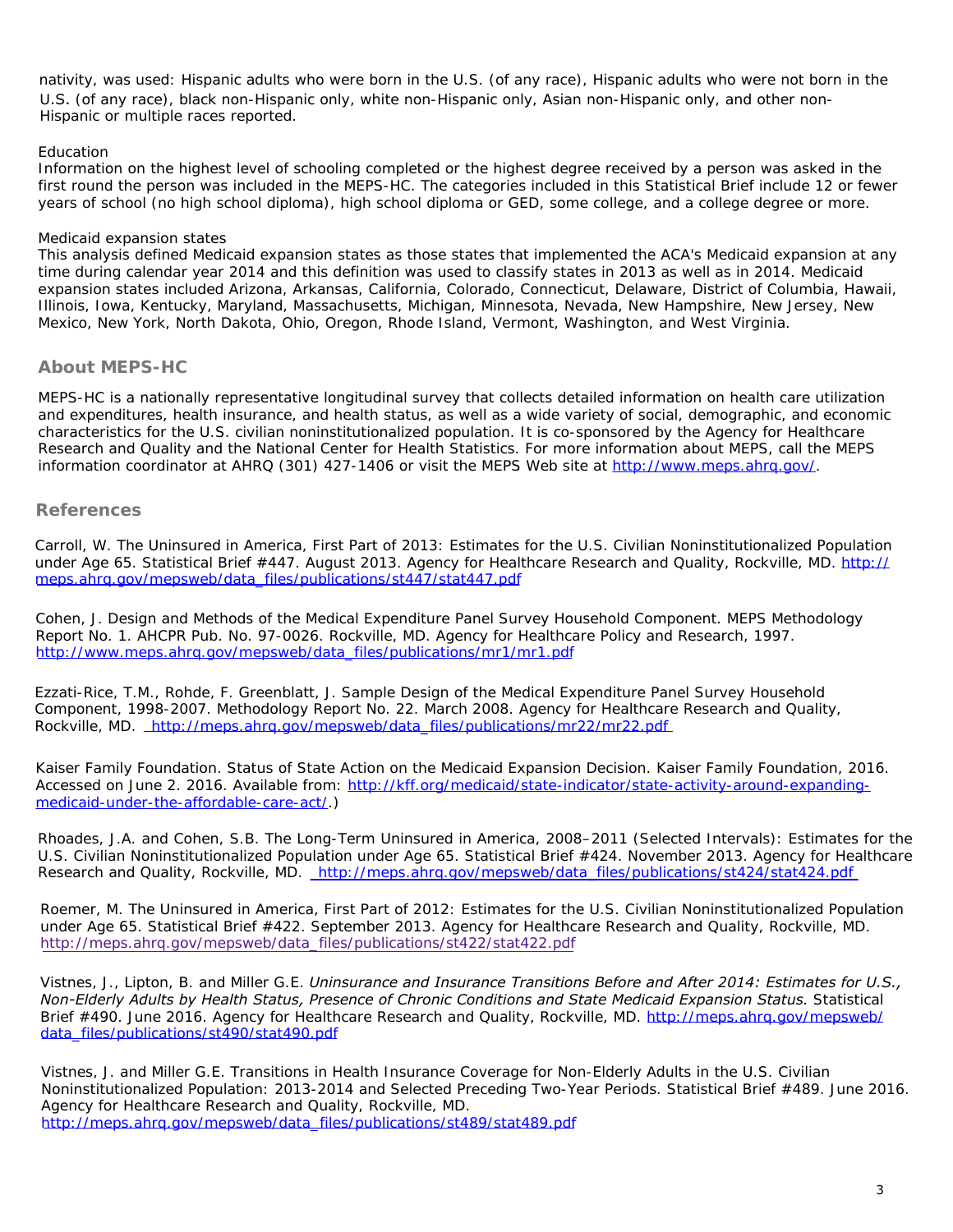nativity, was used: Hispanic adults who were born in the U.S. (of any race), Hispanic adults who were not born in the U.S. (of any race), black non-Hispanic only, white non-Hispanic only, Asian non-Hispanic only, and other non-Hispanic or multiple races reported.

Education
Information on the highest level of schooling completed or the highest degree received by a person was asked in the first round the person was included in the MEPS-HC. The categories included in this Statistical Brief include 12 or fewer years of school (no high school diploma), high school diploma or GED, some college, and a college degree or more.

Medicaid expansion states
This analysis defined Medicaid expansion states as those states that implemented the ACA's Medicaid expansion at any time during calendar year 2014 and this definition was used to classify states in 2013 as well as in 2014. Medicaid expansion states included Arizona, Arkansas, California, Colorado, Connecticut, Delaware, District of Columbia, Hawaii, Illinois, Iowa, Kentucky, Maryland, Massachusetts, Michigan, Minnesota, Nevada, New Hampshire, New Jersey, New Mexico, New York, North Dakota, Ohio, Oregon, Rhode Island, Vermont, Washington, and West Virginia.

## About MEPS-HC

MEPS-HC is a nationally representative longitudinal survey that collects detailed information on health care utilization and expenditures, health insurance, and health status, as well as a wide variety of social, demographic, and economic characteristics for the U.S. civilian noninstitutionalized population. It is co-sponsored by the Agency for Healthcare Research and Quality and the National Center for Health Statistics. For more information about MEPS, call the MEPS information coordinator at AHRQ (301) 427-1406 or visit the MEPS Web site at http://www.meps.ahrq.gov/.

## References

Carroll, W. The Uninsured in America, First Part of 2013: Estimates for the U.S. Civilian Noninstitutionalized Population under Age 65. Statistical Brief #447. August 2013. Agency for Healthcare Research and Quality, Rockville, MD. http://meps.ahrq.gov/mepsweb/data_files/publications/st447/stat447.pdf

Cohen, J. Design and Methods of the Medical Expenditure Panel Survey Household Component. MEPS Methodology Report No. 1. AHCPR Pub. No. 97-0026. Rockville, MD. Agency for Healthcare Policy and Research, 1997. http://www.meps.ahrq.gov/mepsweb/data_files/publications/mr1/mr1.pdf

Ezzati-Rice, T.M., Rohde, F. Greenblatt, J. Sample Design of the Medical Expenditure Panel Survey Household Component, 1998-2007. Methodology Report No. 22. March 2008. Agency for Healthcare Research and Quality, Rockville, MD. http://meps.ahrq.gov/mepsweb/data_files/publications/mr22/mr22.pdf

Kaiser Family Foundation. Status of State Action on the Medicaid Expansion Decision. Kaiser Family Foundation, 2016. Accessed on June 2. 2016. Available from: http://kff.org/medicaid/state-indicator/state-activity-around-expanding-medicaid-under-the-affordable-care-act/.)

Rhoades, J.A. and Cohen, S.B. The Long-Term Uninsured in America, 2008–2011 (Selected Intervals): Estimates for the U.S. Civilian Noninstitutionalized Population under Age 65. Statistical Brief #424. November 2013. Agency for Healthcare Research and Quality, Rockville, MD. http://meps.ahrq.gov/mepsweb/data_files/publications/st424/stat424.pdf

Roemer, M. The Uninsured in America, First Part of 2012: Estimates for the U.S. Civilian Noninstitutionalized Population under Age 65. Statistical Brief #422. September 2013. Agency for Healthcare Research and Quality, Rockville, MD. http://meps.ahrq.gov/mepsweb/data_files/publications/st422/stat422.pdf

Vistnes, J., Lipton, B. and Miller G.E. *Uninsurance and Insurance Transitions Before and After 2014: Estimates for U.S., Non-Elderly Adults by Health Status, Presence of Chronic Conditions and State Medicaid Expansion Status.* Statistical Brief #490. June 2016. Agency for Healthcare Research and Quality, Rockville, MD. http://meps.ahrq.gov/mepsweb/data_files/publications/st490/stat490.pdf

Vistnes, J. and Miller G.E. Transitions in Health Insurance Coverage for Non-Elderly Adults in the U.S. Civilian Noninstitutionalized Population: 2013-2014 and Selected Preceding Two-Year Periods. Statistical Brief #489. June 2016. Agency for Healthcare Research and Quality, Rockville, MD. http://meps.ahrq.gov/mepsweb/data_files/publications/st489/stat489.pdf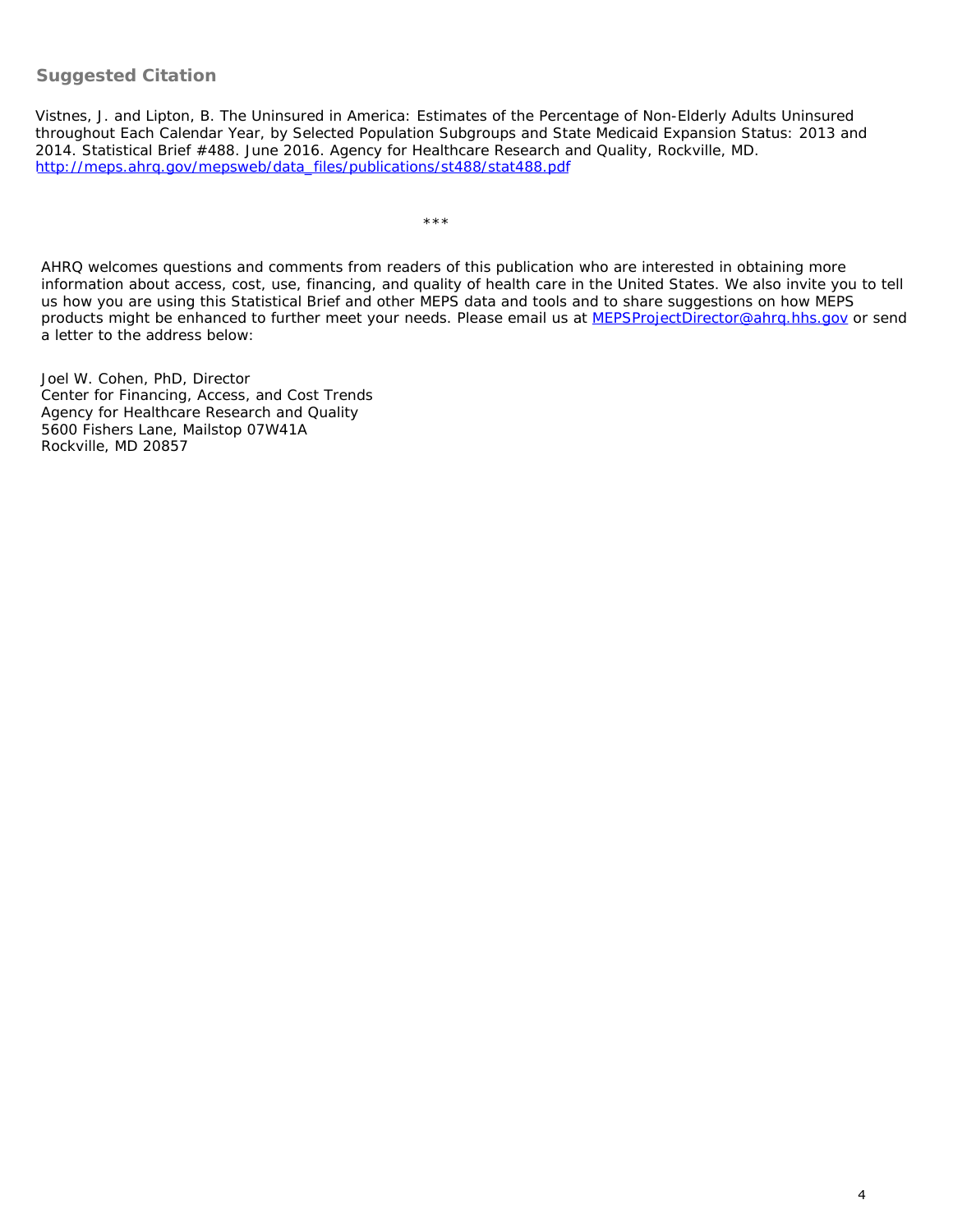## Suggested Citation

Vistnes, J. and Lipton, B. The Uninsured in America: Estimates of the Percentage of Non-Elderly Adults Uninsured throughout Each Calendar Year, by Selected Population Subgroups and State Medicaid Expansion Status: 2013 and 2014. Statistical Brief #488. June 2016. Agency for Healthcare Research and Quality, Rockville, MD. [http://meps.ahrq.gov/mepsweb/data_files/publications/st488/stat488.pdf](http://meps.ahrq.gov/mepsweb/data_files/publications/st488/stat488.pdf)

***

AHRQ welcomes questions and comments from readers of this publication who are interested in obtaining more information about access, cost, use, financing, and quality of health care in the United States. We also invite you to tell us how you are using this Statistical Brief and other MEPS data and tools and to share suggestions on how MEPS products might be enhanced to further meet your needs. Please email us at [MEPSProjectDirector@ahrq.hhs.gov](mailto:MEPSProjectDirector@ahrq.hhs.gov) or send a letter to the address below:

Joel W. Cohen, PhD, Director
Center for Financing, Access, and Cost Trends
Agency for Healthcare Research and Quality
5600 Fishers Lane, Mailstop 07W41A
Rockville, MD 20857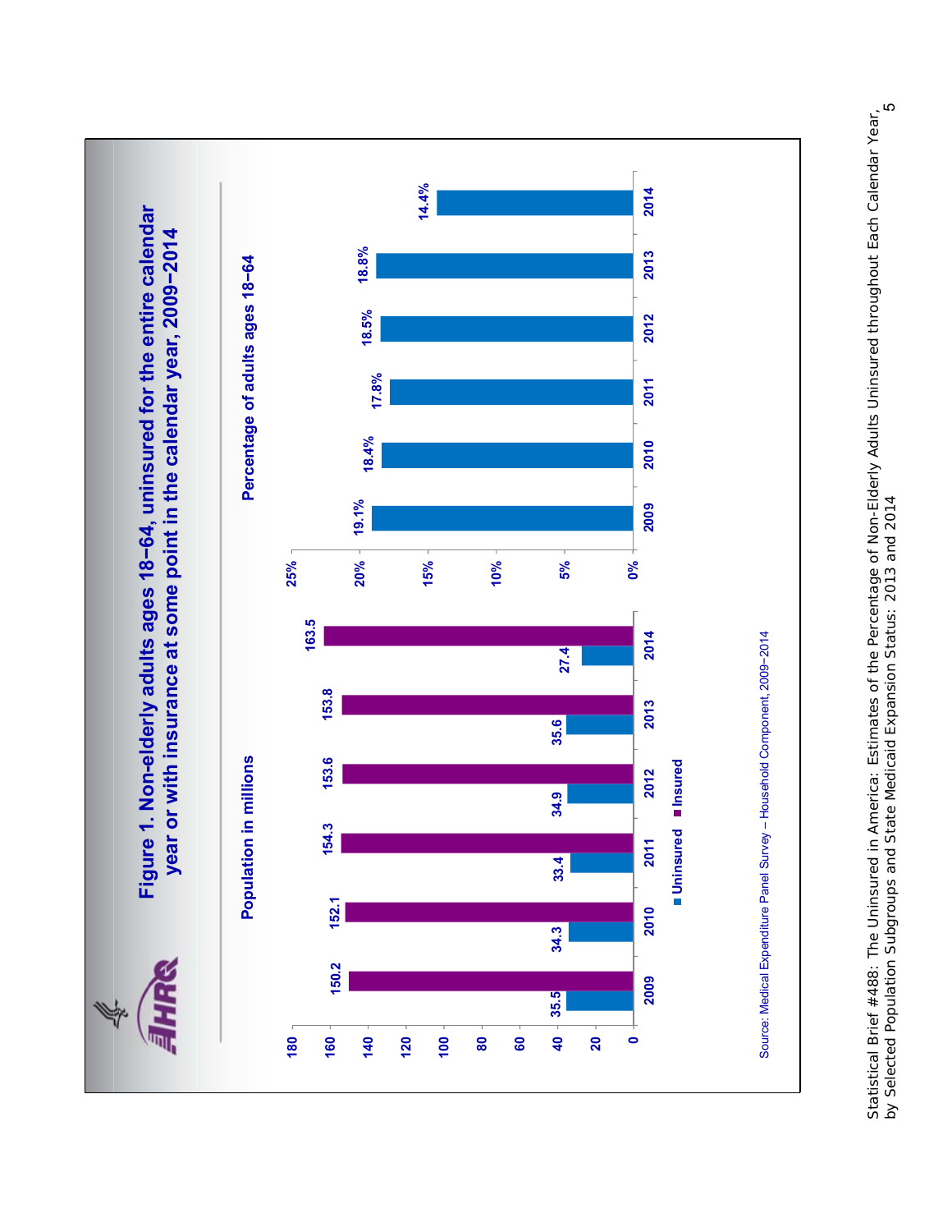# Figure 1. Non-elderly adults ages 18–64, uninsured for the entire calendar year or with insurance at some point in the calendar year, 2009–2014

**Population in millions**

| Year | Uninsured | Insured |
|---|---|---|
| 2009 | 35.5 | 150.2 |
| 2010 | 34.3 | 152.1 |
| 2011 | 33.4 | 154.3 |
| 2012 | 34.9 | 153.6 |
| 2013 | 35.6 | 153.8 |
| 2014 | 27.4 | 163.5 |

**Percentage of adults ages 18–64**

| Year | Percentage |
|---|---|
| 2009 | 19.1% |
| 2010 | 18.4% |
| 2011 | 17.8% |
| 2012 | 18.5% |
| 2013 | 18.8% |
| 2014 | 14.4% |

Source: Medical Expenditure Panel Survey – Household Component, 2009–2014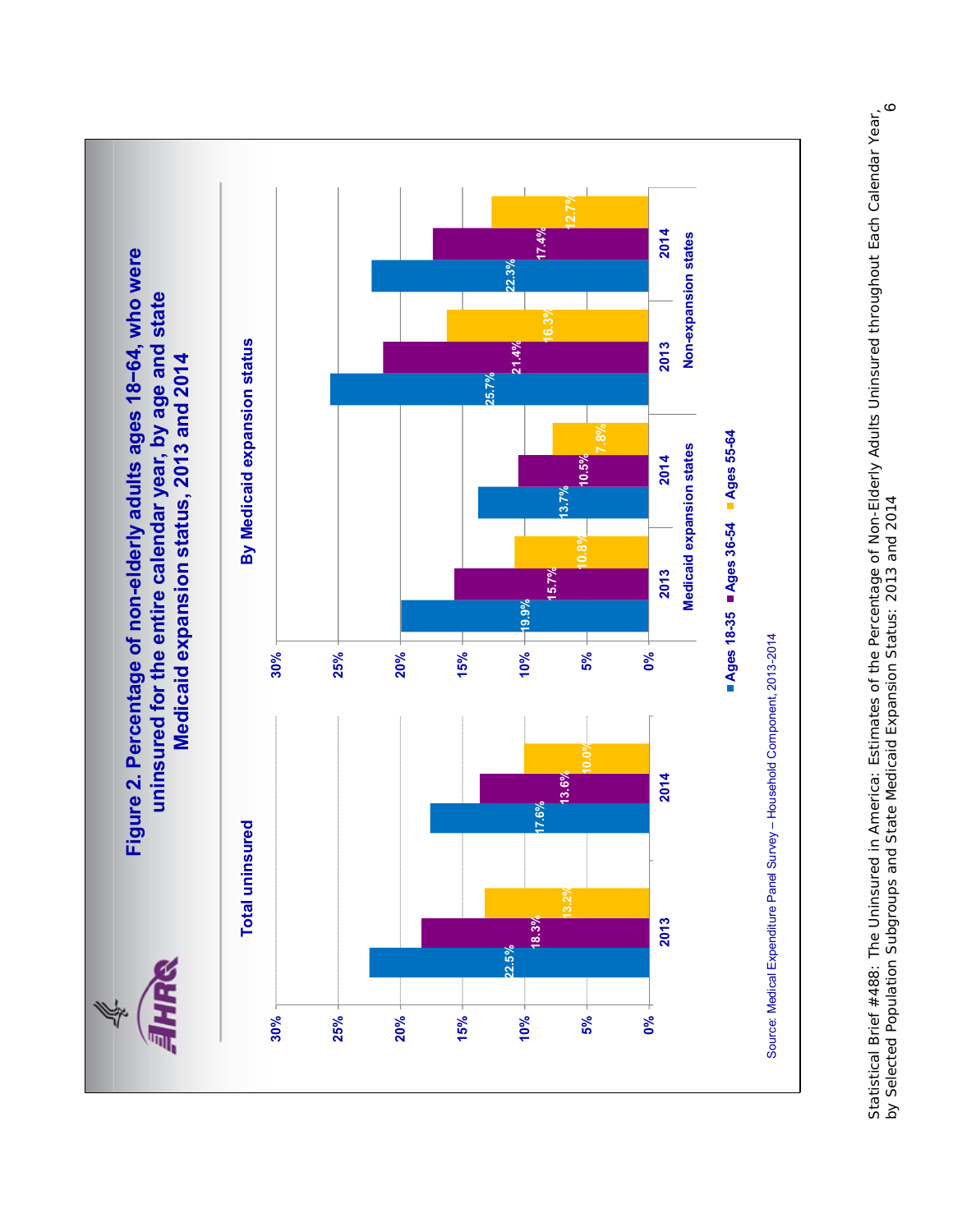## Figure 2. Percentage of non-elderly adults ages 18–64, who were uninsured for the entire calendar year, by age and state Medicaid expansion status, 2013 and 2014

### Total uninsured

| Year | Ages 18-35 | Ages 36-54 | Ages 55-64 |
|---|---|---|---|
| 2013 | 22.5% | 18.3% | 13.2% |
| 2014 | 17.6% | 13.6% | 10.0% |

### By Medicaid expansion status

| Status | Year | Ages 18-35 | Ages 36-54 | Ages 55-64 |
|---|---|---|---|---|
| Medicaid expansion states | 2013 | 19.9% | 15.7% | 10.8% |
| Medicaid expansion states | 2014 | 13.7% | 10.5% | 7.8% |
| Non-expansion states | 2013 | 25.7% | 21.4% | 16.3% |
| Non-expansion states | 2014 | 22.3% | 17.4% | 12.7% |

Source: Medical Expenditure Panel Survey – Household Component, 2013-2014

Statistical Brief #488: The Uninsured in America: Estimates of the Percentage of Non-Elderly Adults Uninsured throughout Each Calendar Year, by Selected Population Subgroups and State Medicaid Expansion Status: 2013 and 2014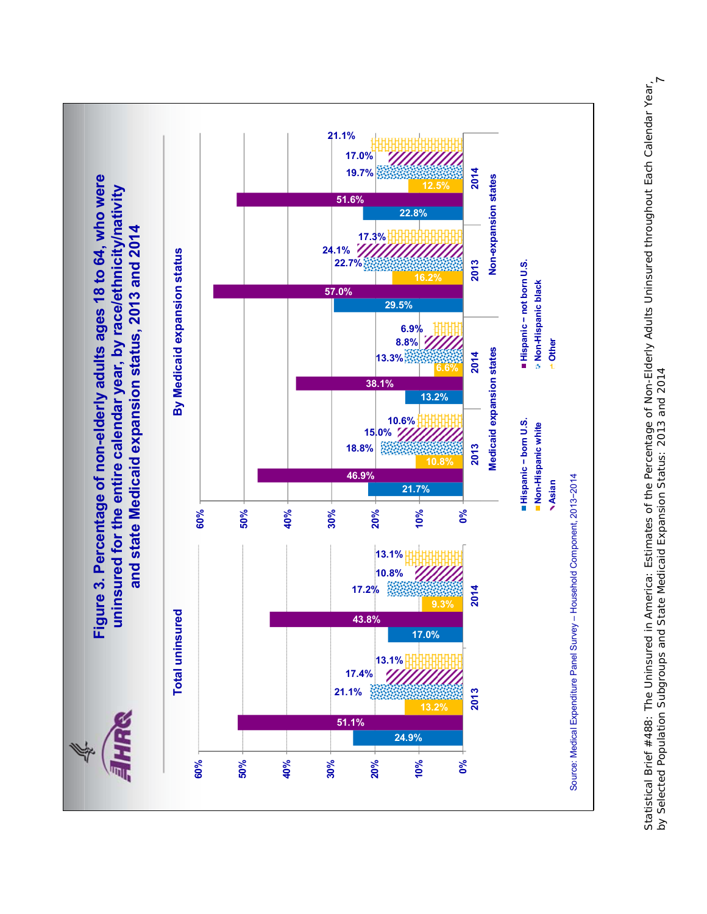# Figure 3. Percentage of non-elderly adults ages 18 to 64, who were uninsured for the entire calendar year, by race/ethnicity/nativity and state Medicaid expansion status, 2013 and 2014

## Total uninsured

| | 2013 | 2014 |
|---|---|---|
| Hispanic – born U.S. | 24.9% | 17.0% |
| Hispanic – not born U.S. | 51.1% | 43.8% |
| Non-Hispanic white | 13.2% | 9.3% |
| Non-Hispanic black | 21.1% | 17.2% |
| Asian | 17.4% | 10.8% |
| Other | 13.1% | 13.1% |

## By Medicaid expansion status

| | Medicaid expansion states 2013 | Medicaid expansion states 2014 | Non-expansion states 2013 | Non-expansion states 2014 |
|---|---|---|---|---|
| Hispanic – born U.S. | 21.7% | 13.2% | 29.5% | 22.8% |
| Hispanic – not born U.S. | 46.9% | 38.1% | 57.0% | 51.6% |
| Non-Hispanic white | 10.8% | 6.6% | 16.2% | 12.5% |
| Non-Hispanic black | 18.8% | 13.3% | 22.7% | 19.7% |
| Asian | 15.0% | 8.8% | 24.1% | 17.0% |
| Other | 10.6% | 6.9% | 17.3% | 21.1% |

Source: Medical Expenditure Panel Survey – Household Component, 2013–2014

Statistical Brief #488: The Uninsured in America: Estimates of the Percentage of Non-Elderly Adults Uninsured throughout Each Calendar Year, by Selected Population Subgroups and State Medicaid Expansion Status: 2013 and 2014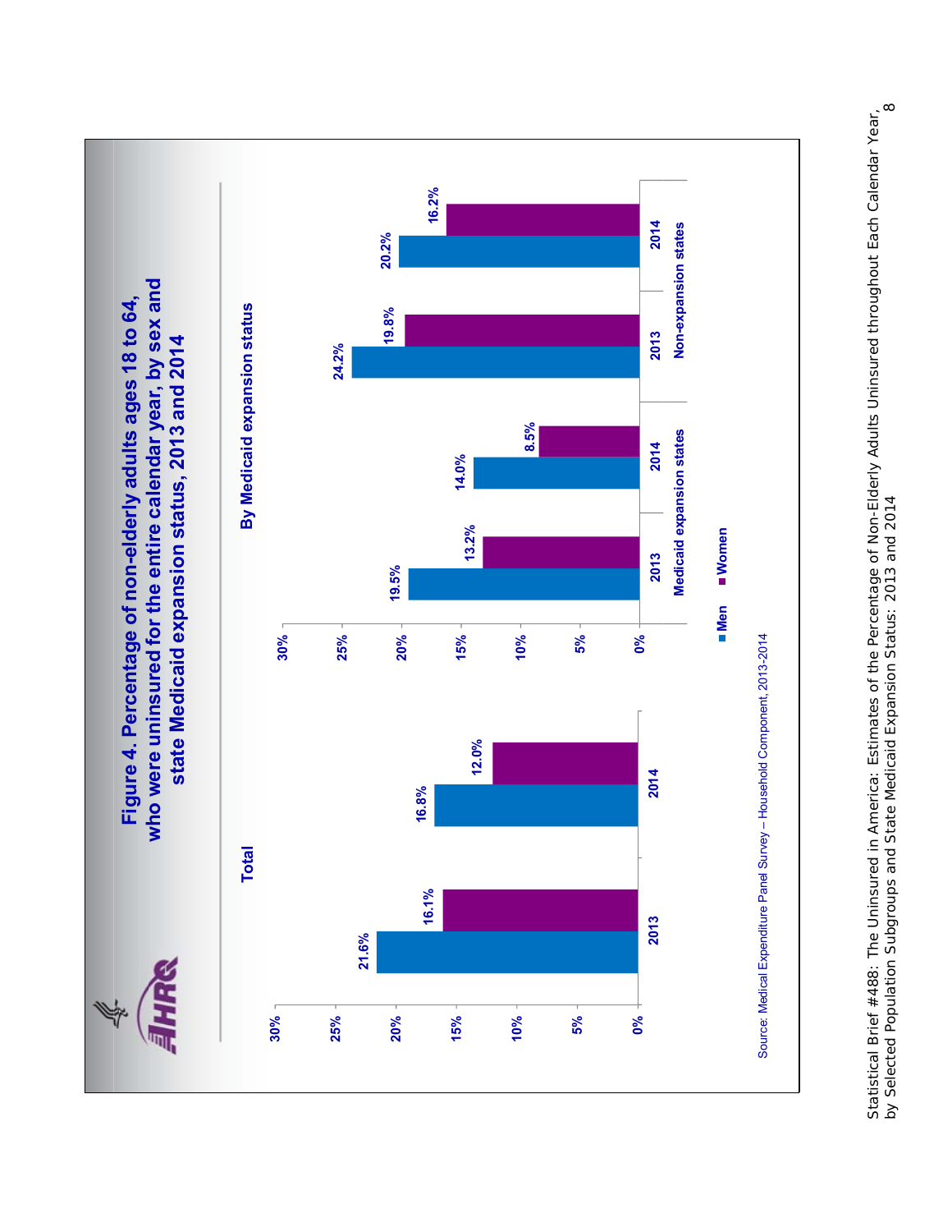# Figure 4. Percentage of non-elderly adults ages 18 to 64, who were uninsured for the entire calendar year, by sex and state Medicaid expansion status, 2013 and 2014

## Total

| Year | Men | Women |
|---|---|---|
| 2013 | 21.6% | 16.1% |
| 2014 | 16.8% | 12.0% |

## By Medicaid expansion status

| Group | Year | Men | Women |
|---|---|---|---|
| Medicaid expansion states | 2013 | 19.5% | 13.2% |
| Medicaid expansion states | 2014 | 14.0% | 8.5% |
| Non-expansion states | 2013 | 24.2% | 19.8% |
| Non-expansion states | 2014 | 20.2% | 16.2% |

Source: Medical Expenditure Panel Survey – Household Component, 2013-2014

Statistical Brief #488: The Uninsured in America: Estimates of the Percentage of Non-Elderly Adults Uninsured throughout Each Calendar Year, by Selected Population Subgroups and State Medicaid Expansion Status: 2013 and 2014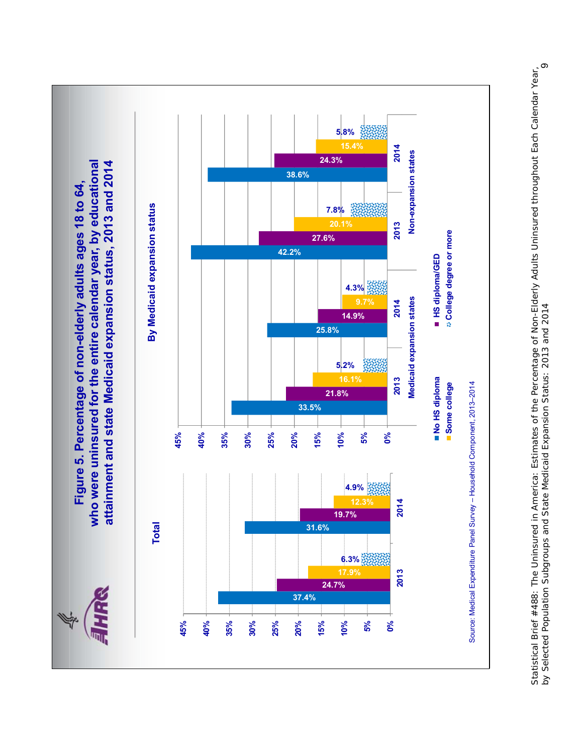# Figure 5. Percentage of non-elderly adults ages 18 to 64, who were uninsured for the entire calendar year, by educational attainment and state Medicaid expansion status, 2013 and 2014

**Total**

45%
40%
35%
30%
25%
20%
15%
10%
5%
0%

2013: 37.4%, 24.7%, 17.9%, 6.3%

2014: 31.6%, 19.7%, 12.3%, 4.9%

**By Medicaid expansion status**

45%
40%
35%
30%
25%
20%
15%
10%
5%
0%

Medicaid expansion states

2013: 33.5%, 21.8%, 16.1%, 5.2%

2014: 25.8%, 14.9%, 9.7%, 4.3%

Non-expansion states

2013: 42.2%, 27.6%, 20.1%, 7.8%

2014: 38.6%, 24.3%, 15.4%, 5.8%

No HS diploma
HS diploma/GED
Some college
College degree or more

Source: Medical Expenditure Panel Survey – Household Component, 2013–2014